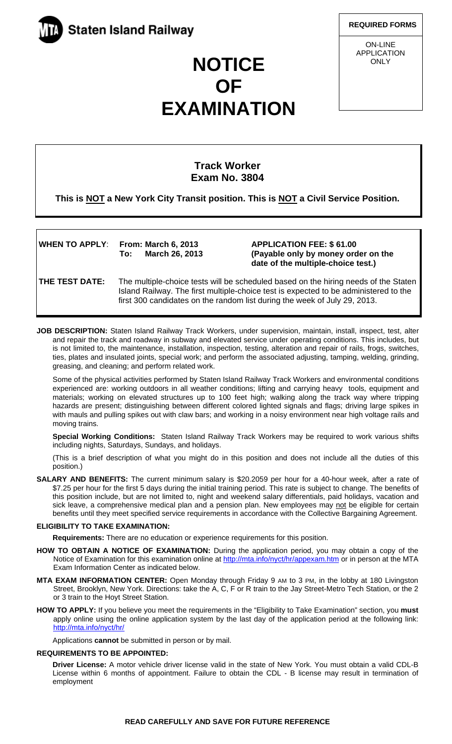Staten Island Railway

**REQUIRED FORMS**

ON-LINE APPLICATION ONLY

# NOTICE OF EXAMINATION

## Track Worker
## Exam No. 3804

**This is NOT a New York City Transit position. This is NOT a Civil Service Position.**

**WHEN TO APPLY:** **From: March 6, 2013**
**To: March 26, 2013**

**APPLICATION FEE: $ 61.00**
**(Payable only by money order on the date of the multiple-choice test.)**

**THE TEST DATE:** The multiple-choice tests will be scheduled based on the hiring needs of the Staten Island Railway. The first multiple-choice test is expected to be administered to the first 300 candidates on the random list during the week of July 29, 2013.

**JOB DESCRIPTION:** Staten Island Railway Track Workers, under supervision, maintain, install, inspect, test, alter and repair the track and roadway in subway and elevated service under operating conditions. This includes, but is not limited to, the maintenance, installation, inspection, testing, alteration and repair of rails, frogs, switches, ties, plates and insulated joints, special work; and perform the associated adjusting, tamping, welding, grinding, greasing, and cleaning; and perform related work.

Some of the physical activities performed by Staten Island Railway Track Workers and environmental conditions experienced are: working outdoors in all weather conditions; lifting and carrying heavy tools, equipment and materials; working on elevated structures up to 100 feet high; walking along the track way where tripping hazards are present; distinguishing between different colored lighted signals and flags; driving large spikes in with mauls and pulling spikes out with claw bars; and working in a noisy environment near high voltage rails and moving trains.

**Special Working Conditions:** Staten Island Railway Track Workers may be required to work various shifts including nights, Saturdays, Sundays, and holidays.

(This is a brief description of what you might do in this position and does not include all the duties of this position.)

**SALARY AND BENEFITS:** The current minimum salary is $20.2059 per hour for a 40-hour week, after a rate of $7.25 per hour for the first 5 days during the initial training period. This rate is subject to change. The benefits of this position include, but are not limited to, night and weekend salary differentials, paid holidays, vacation and sick leave, a comprehensive medical plan and a pension plan. New employees may not be eligible for certain benefits until they meet specified service requirements in accordance with the Collective Bargaining Agreement.

**ELIGIBILITY TO TAKE EXAMINATION:**

**Requirements:** There are no education or experience requirements for this position.

**HOW TO OBTAIN A NOTICE OF EXAMINATION:** During the application period, you may obtain a copy of the Notice of Examination for this examination online at http://mta.info/nyct/hr/appexam.htm or in person at the MTA Exam Information Center as indicated below.

**MTA EXAM INFORMATION CENTER:** Open Monday through Friday 9 AM to 3 PM, in the lobby at 180 Livingston Street, Brooklyn, New York. Directions: take the A, C, F or R train to the Jay Street-Metro Tech Station, or the 2 or 3 train to the Hoyt Street Station.

**HOW TO APPLY:** If you believe you meet the requirements in the "Eligibility to Take Examination" section, you **must** apply online using the online application system by the last day of the application period at the following link: http://mta.info/nyct/hr/

Applications **cannot** be submitted in person or by mail.

**REQUIREMENTS TO BE APPOINTED:**

**Driver License:** A motor vehicle driver license valid in the state of New York. You must obtain a valid CDL-B License within 6 months of appointment. Failure to obtain the CDL - B license may result in termination of employment

**READ CAREFULLY AND SAVE FOR FUTURE REFERENCE**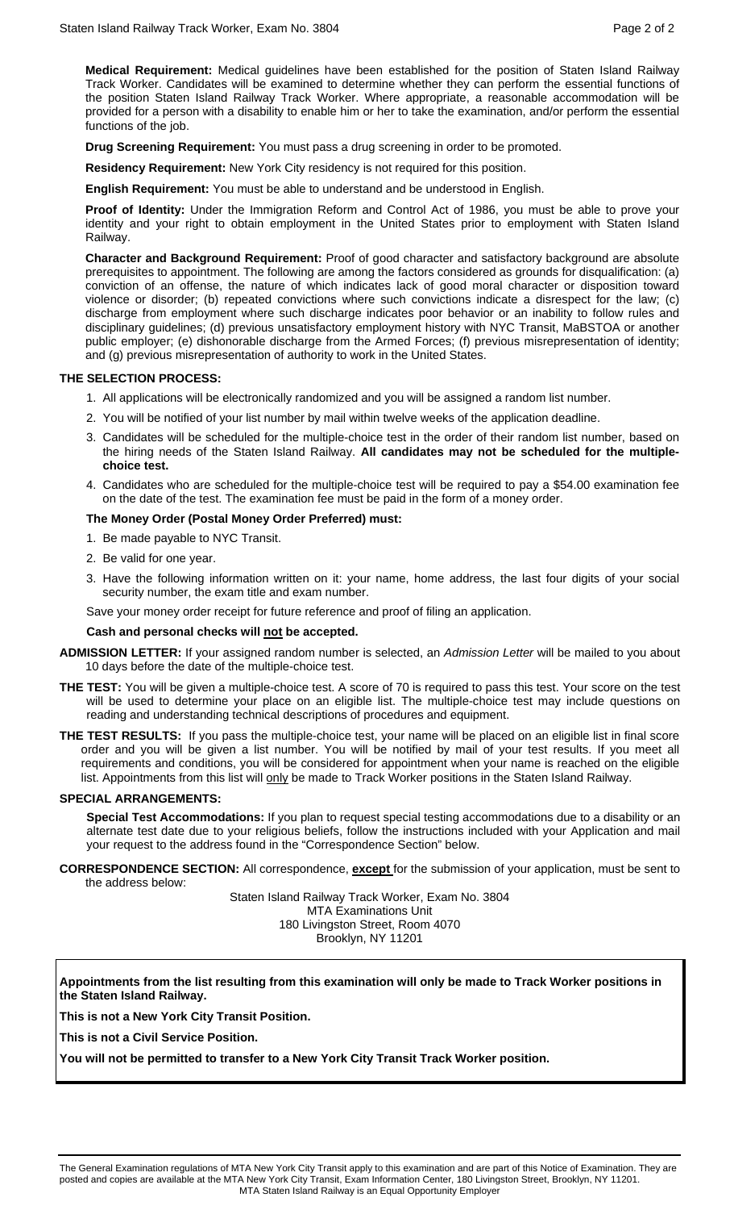**Medical Requirement:** Medical guidelines have been established for the position of Staten Island Railway Track Worker. Candidates will be examined to determine whether they can perform the essential functions of the position Staten Island Railway Track Worker. Where appropriate, a reasonable accommodation will be provided for a person with a disability to enable him or her to take the examination, and/or perform the essential functions of the job.

**Drug Screening Requirement:** You must pass a drug screening in order to be promoted.

**Residency Requirement:** New York City residency is not required for this position.

**English Requirement:** You must be able to understand and be understood in English.

**Proof of Identity:** Under the Immigration Reform and Control Act of 1986, you must be able to prove your identity and your right to obtain employment in the United States prior to employment with Staten Island Railway.

**Character and Background Requirement:** Proof of good character and satisfactory background are absolute prerequisites to appointment. The following are among the factors considered as grounds for disqualification: (a) conviction of an offense, the nature of which indicates lack of good moral character or disposition toward violence or disorder; (b) repeated convictions where such convictions indicate a disrespect for the law; (c) discharge from employment where such discharge indicates poor behavior or an inability to follow rules and disciplinary guidelines; (d) previous unsatisfactory employment history with NYC Transit, MaBSTOA or another public employer; (e) dishonorable discharge from the Armed Forces; (f) previous misrepresentation of identity; and (g) previous misrepresentation of authority to work in the United States.

## THE SELECTION PROCESS:

1. All applications will be electronically randomized and you will be assigned a random list number.
2. You will be notified of your list number by mail within twelve weeks of the application deadline.
3. Candidates will be scheduled for the multiple-choice test in the order of their random list number, based on the hiring needs of the Staten Island Railway. **All candidates may not be scheduled for the multiple-choice test.**
4. Candidates who are scheduled for the multiple-choice test will be required to pay a $54.00 examination fee on the date of the test. The examination fee must be paid in the form of a money order.

**The Money Order (Postal Money Order Preferred) must:**

1. Be made payable to NYC Transit.
2. Be valid for one year.
3. Have the following information written on it: your name, home address, the last four digits of your social security number, the exam title and exam number.

Save your money order receipt for future reference and proof of filing an application.

**Cash and personal checks will not be accepted.**

**ADMISSION LETTER:** If your assigned random number is selected, an *Admission Letter* will be mailed to you about 10 days before the date of the multiple-choice test.

**THE TEST:** You will be given a multiple-choice test. A score of 70 is required to pass this test. Your score on the test will be used to determine your place on an eligible list. The multiple-choice test may include questions on reading and understanding technical descriptions of procedures and equipment.

**THE TEST RESULTS:** If you pass the multiple-choice test, your name will be placed on an eligible list in final score order and you will be given a list number. You will be notified by mail of your test results. If you meet all requirements and conditions, you will be considered for appointment when your name is reached on the eligible list. Appointments from this list will only be made to Track Worker positions in the Staten Island Railway.

## SPECIAL ARRANGEMENTS:

**Special Test Accommodations:** If you plan to request special testing accommodations due to a disability or an alternate test date due to your religious beliefs, follow the instructions included with your Application and mail your request to the address found in the "Correspondence Section" below.

**CORRESPONDENCE SECTION:** All correspondence, **except** for the submission of your application, must be sent to the address below:

Staten Island Railway Track Worker, Exam No. 3804
MTA Examinations Unit
180 Livingston Street, Room 4070
Brooklyn, NY 11201

**Appointments from the list resulting from this examination will only be made to Track Worker positions in the Staten Island Railway.**

**This is not a New York City Transit Position.**

**This is not a Civil Service Position.**

**You will not be permitted to transfer to a New York City Transit Track Worker position.**

The General Examination regulations of MTA New York City Transit apply to this examination and are part of this Notice of Examination. They are posted and copies are available at the MTA New York City Transit, Exam Information Center, 180 Livingston Street, Brooklyn, NY 11201.
MTA Staten Island Railway is an Equal Opportunity Employer